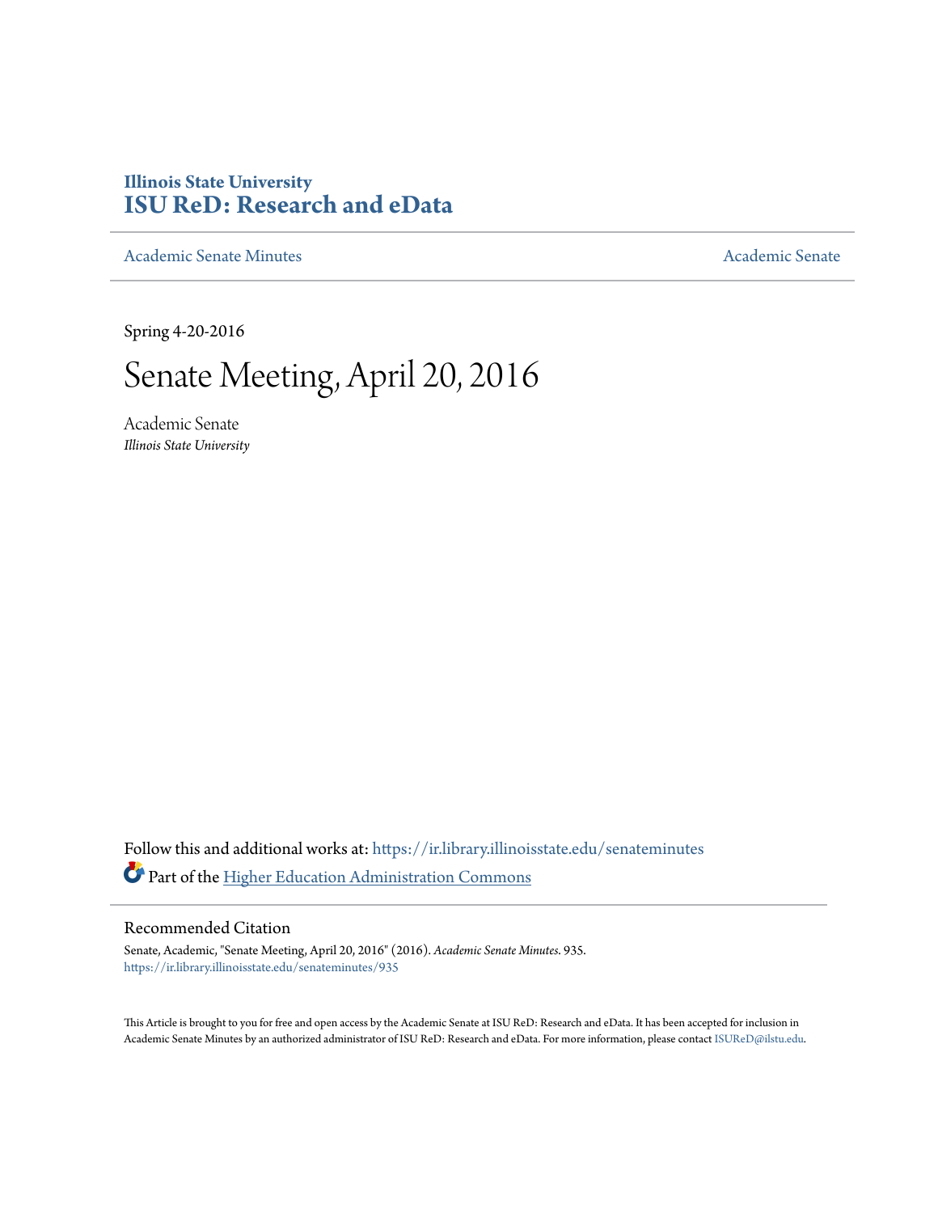**Illinois State University**
**ISU ReD: Research and eData**

Academic Senate Minutes | Academic Senate

Spring 4-20-2016

# Senate Meeting, April 20, 2016

Academic Senate
*Illinois State University*

Follow this and additional works at: https://ir.library.illinoisstate.edu/senateminutes

Part of the Higher Education Administration Commons

## Recommended Citation

Senate, Academic, "Senate Meeting, April 20, 2016" (2016). *Academic Senate Minutes*. 935.
https://ir.library.illinoisstate.edu/senateminutes/935

This Article is brought to you for free and open access by the Academic Senate at ISU ReD: Research and eData. It has been accepted for inclusion in Academic Senate Minutes by an authorized administrator of ISU ReD: Research and eData. For more information, please contact ISUReD@ilstu.edu.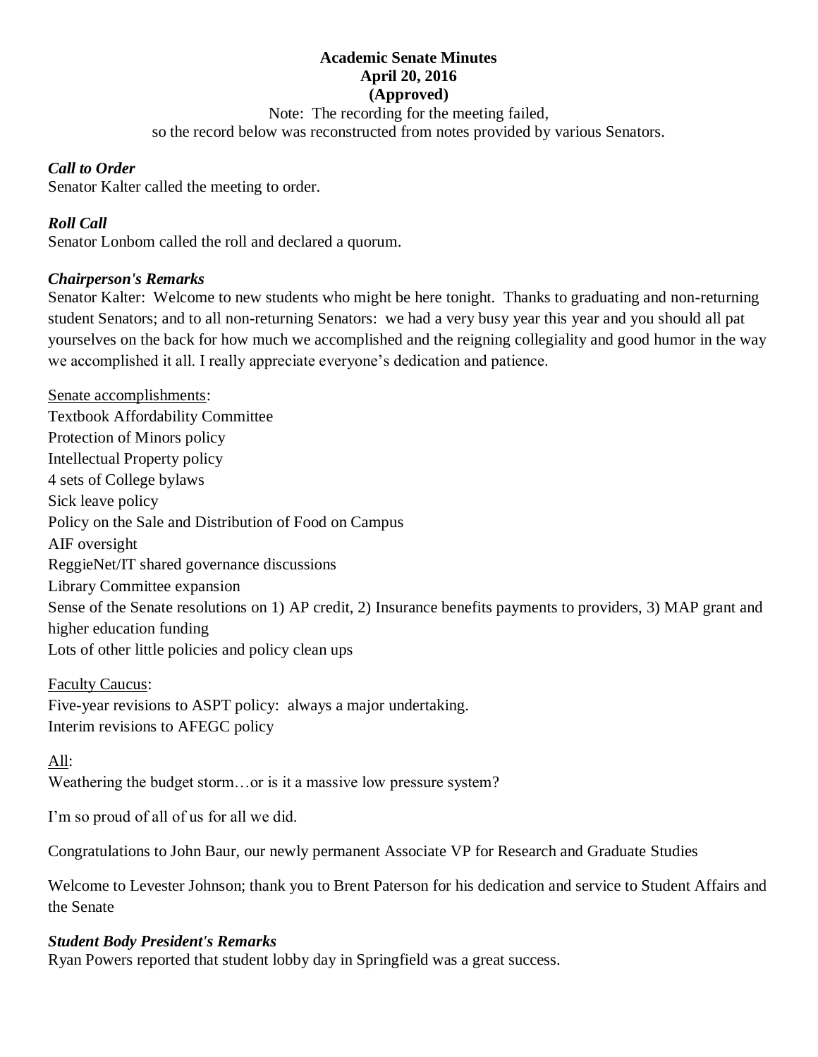**Academic Senate Minutes**
**April 20, 2016**
**(Approved)**

Note: The recording for the meeting failed,
so the record below was reconstructed from notes provided by various Senators.

***Call to Order***
Senator Kalter called the meeting to order.

***Roll Call***
Senator Lonbom called the roll and declared a quorum.

***Chairperson's Remarks***
Senator Kalter: Welcome to new students who might be here tonight. Thanks to graduating and non-returning student Senators; and to all non-returning Senators: we had a very busy year this year and you should all pat yourselves on the back for how much we accomplished and the reigning collegiality and good humor in the way we accomplished it all. I really appreciate everyone's dedication and patience.

<u>Senate accomplishments</u>:
Textbook Affordability Committee
Protection of Minors policy
Intellectual Property policy
4 sets of College bylaws
Sick leave policy
Policy on the Sale and Distribution of Food on Campus
AIF oversight
ReggieNet/IT shared governance discussions
Library Committee expansion
Sense of the Senate resolutions on 1) AP credit, 2) Insurance benefits payments to providers, 3) MAP grant and higher education funding
Lots of other little policies and policy clean ups

<u>Faculty Caucus</u>:
Five-year revisions to ASPT policy: always a major undertaking.
Interim revisions to AFEGC policy

<u>All</u>:
Weathering the budget storm…or is it a massive low pressure system?

I'm so proud of all of us for all we did.

Congratulations to John Baur, our newly permanent Associate VP for Research and Graduate Studies

Welcome to Levester Johnson; thank you to Brent Paterson for his dedication and service to Student Affairs and the Senate

***Student Body President's Remarks***
Ryan Powers reported that student lobby day in Springfield was a great success.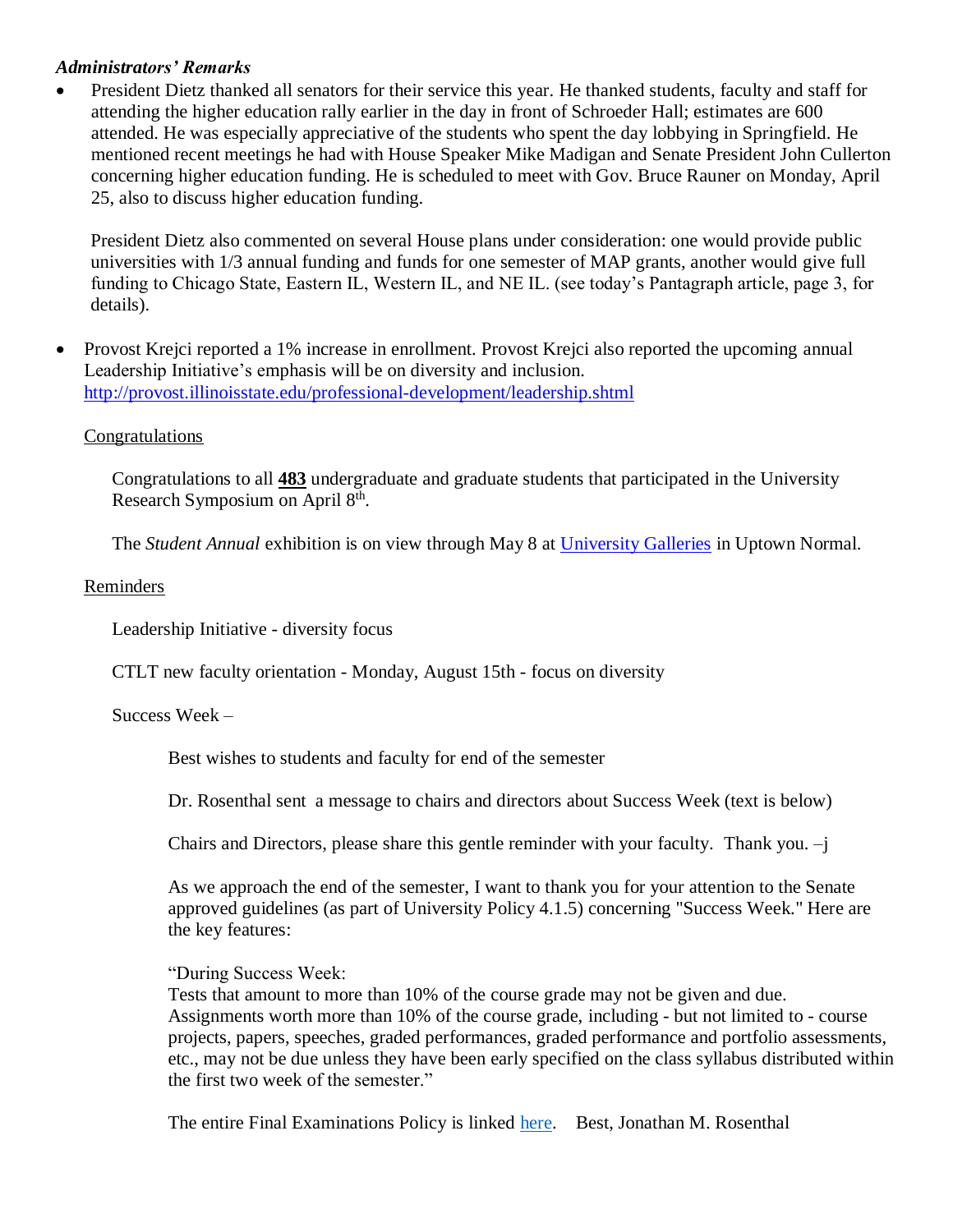***Administrators' Remarks***

- President Dietz thanked all senators for their service this year. He thanked students, faculty and staff for attending the higher education rally earlier in the day in front of Schroeder Hall; estimates are 600 attended. He was especially appreciative of the students who spent the day lobbying in Springfield. He mentioned recent meetings he had with House Speaker Mike Madigan and Senate President John Cullerton concerning higher education funding. He is scheduled to meet with Gov. Bruce Rauner on Monday, April 25, also to discuss higher education funding.

  President Dietz also commented on several House plans under consideration: one would provide public universities with 1/3 annual funding and funds for one semester of MAP grants, another would give full funding to Chicago State, Eastern IL, Western IL, and NE IL. (see today's Pantagraph article, page 3, for details).

- Provost Krejci reported a 1% increase in enrollment. Provost Krejci also reported the upcoming annual Leadership Initiative's emphasis will be on diversity and inclusion. [http://provost.illinoisstate.edu/professional-development/leadership.shtml](http://provost.illinoisstate.edu/professional-development/leadership.shtml)

  Congratulations

  Congratulations to all **483** undergraduate and graduate students that participated in the University Research Symposium on April 8th.

  The *Student Annual* exhibition is on view through May 8 at [University Galleries](#) in Uptown Normal.

  Reminders

  Leadership Initiative - diversity focus

  CTLT new faculty orientation - Monday, August 15th - focus on diversity

  Success Week –

  > Best wishes to students and faculty for end of the semester
  >
  > Dr. Rosenthal sent a message to chairs and directors about Success Week (text is below)
  >
  > Chairs and Directors, please share this gentle reminder with your faculty. Thank you. –j
  >
  > As we approach the end of the semester, I want to thank you for your attention to the Senate approved guidelines (as part of University Policy 4.1.5) concerning "Success Week." Here are the key features:
  >
  > "During Success Week:
  > Tests that amount to more than 10% of the course grade may not be given and due.
  > Assignments worth more than 10% of the course grade, including - but not limited to - course projects, papers, speeches, graded performances, graded performance and portfolio assessments, etc., may not be due unless they have been early specified on the class syllabus distributed within the first two week of the semester."
  >
  > The entire Final Examinations Policy is linked [here](#). Best, Jonathan M. Rosenthal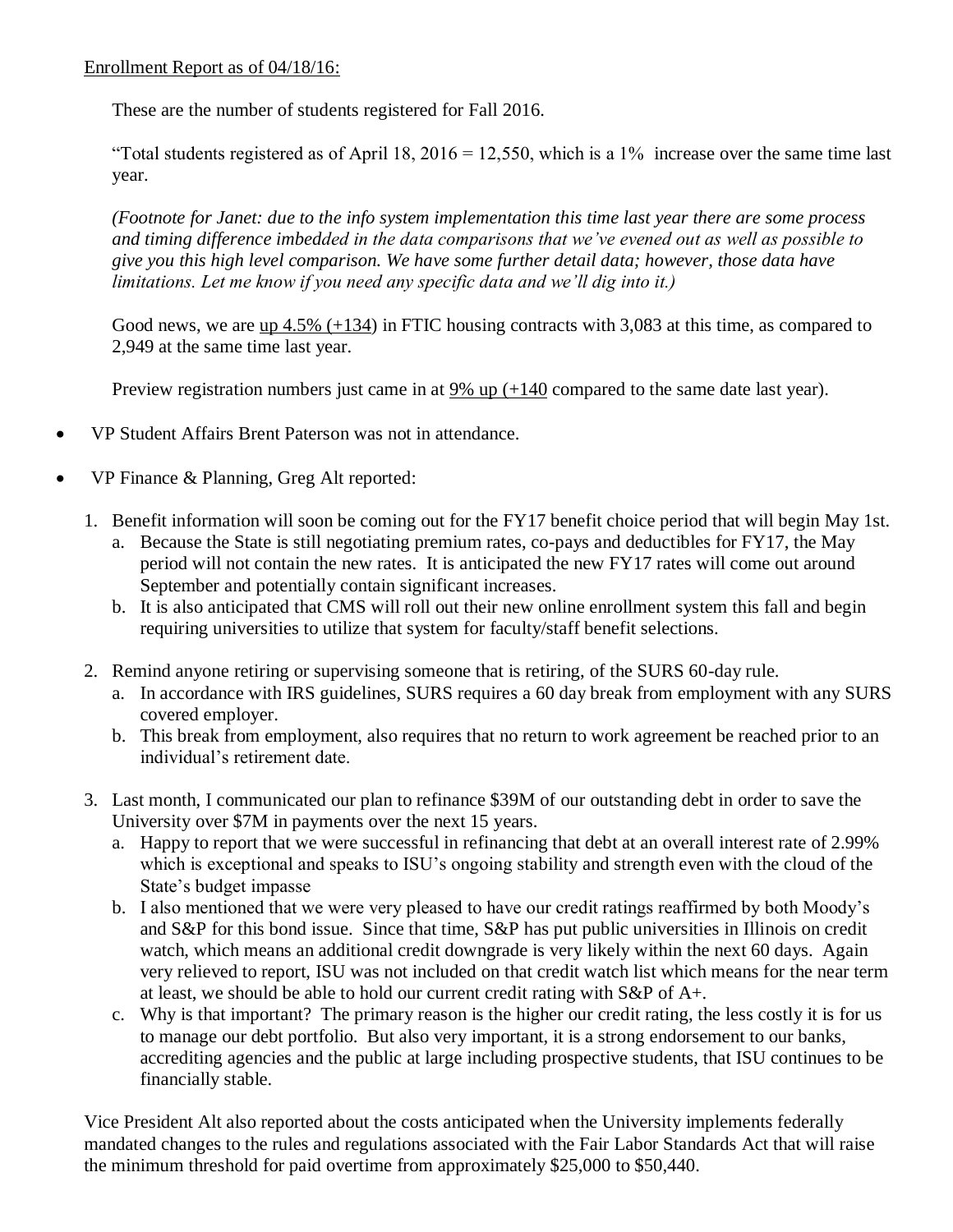Enrollment Report as of 04/18/16:

These are the number of students registered for Fall 2016.

"Total students registered as of April 18, 2016 = 12,550, which is a 1% increase over the same time last year.

*(Footnote for Janet: due to the info system implementation this time last year there are some process and timing difference imbedded in the data comparisons that we've evened out as well as possible to give you this high level comparison. We have some further detail data; however, those data have limitations. Let me know if you need any specific data and we'll dig into it.)*

Good news, we are up 4.5% (+134) in FTIC housing contracts with 3,083 at this time, as compared to 2,949 at the same time last year.

Preview registration numbers just came in at 9% up (+140 compared to the same date last year).

- VP Student Affairs Brent Paterson was not in attendance.
- VP Finance & Planning, Greg Alt reported:

1. Benefit information will soon be coming out for the FY17 benefit choice period that will begin May 1st.
   a. Because the State is still negotiating premium rates, co-pays and deductibles for FY17, the May period will not contain the new rates. It is anticipated the new FY17 rates will come out around September and potentially contain significant increases.
   b. It is also anticipated that CMS will roll out their new online enrollment system this fall and begin requiring universities to utilize that system for faculty/staff benefit selections.
2. Remind anyone retiring or supervising someone that is retiring, of the SURS 60-day rule.
   a. In accordance with IRS guidelines, SURS requires a 60 day break from employment with any SURS covered employer.
   b. This break from employment, also requires that no return to work agreement be reached prior to an individual's retirement date.
3. Last month, I communicated our plan to refinance $39M of our outstanding debt in order to save the University over $7M in payments over the next 15 years.
   a. Happy to report that we were successful in refinancing that debt at an overall interest rate of 2.99% which is exceptional and speaks to ISU's ongoing stability and strength even with the cloud of the State's budget impasse
   b. I also mentioned that we were very pleased to have our credit ratings reaffirmed by both Moody's and S&P for this bond issue. Since that time, S&P has put public universities in Illinois on credit watch, which means an additional credit downgrade is very likely within the next 60 days. Again very relieved to report, ISU was not included on that credit watch list which means for the near term at least, we should be able to hold our current credit rating with S&P of A+.
   c. Why is that important? The primary reason is the higher our credit rating, the less costly it is for us to manage our debt portfolio. But also very important, it is a strong endorsement to our banks, accrediting agencies and the public at large including prospective students, that ISU continues to be financially stable.

Vice President Alt also reported about the costs anticipated when the University implements federally mandated changes to the rules and regulations associated with the Fair Labor Standards Act that will raise the minimum threshold for paid overtime from approximately $25,000 to $50,440.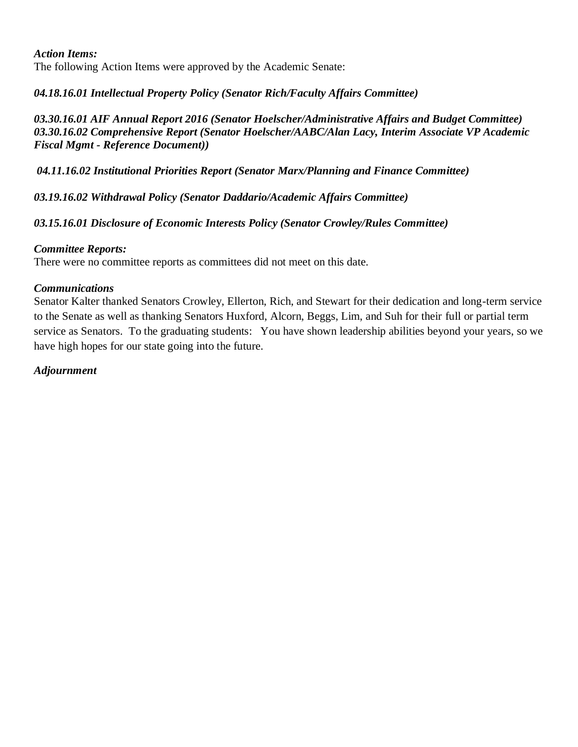*Action Items:*
The following Action Items were approved by the Academic Senate:

***04.18.16.01 Intellectual Property Policy (Senator Rich/Faculty Affairs Committee)***

***03.30.16.01 AIF Annual Report 2016 (Senator Hoelscher/Administrative Affairs and Budget Committee)***
***03.30.16.02 Comprehensive Report (Senator Hoelscher/AABC/Alan Lacy, Interim Associate VP Academic Fiscal Mgmt - Reference Document))***

***04.11.16.02 Institutional Priorities Report (Senator Marx/Planning and Finance Committee)***

***03.19.16.02 Withdrawal Policy (Senator Daddario/Academic Affairs Committee)***

***03.15.16.01 Disclosure of Economic Interests Policy (Senator Crowley/Rules Committee)***

*Committee Reports:*
There were no committee reports as committees did not meet on this date.

*Communications*
Senator Kalter thanked Senators Crowley, Ellerton, Rich, and Stewart for their dedication and long-term service to the Senate as well as thanking Senators Huxford, Alcorn, Beggs, Lim, and Suh for their full or partial term service as Senators. To the graduating students: You have shown leadership abilities beyond your years, so we have high hopes for our state going into the future.

*Adjournment*